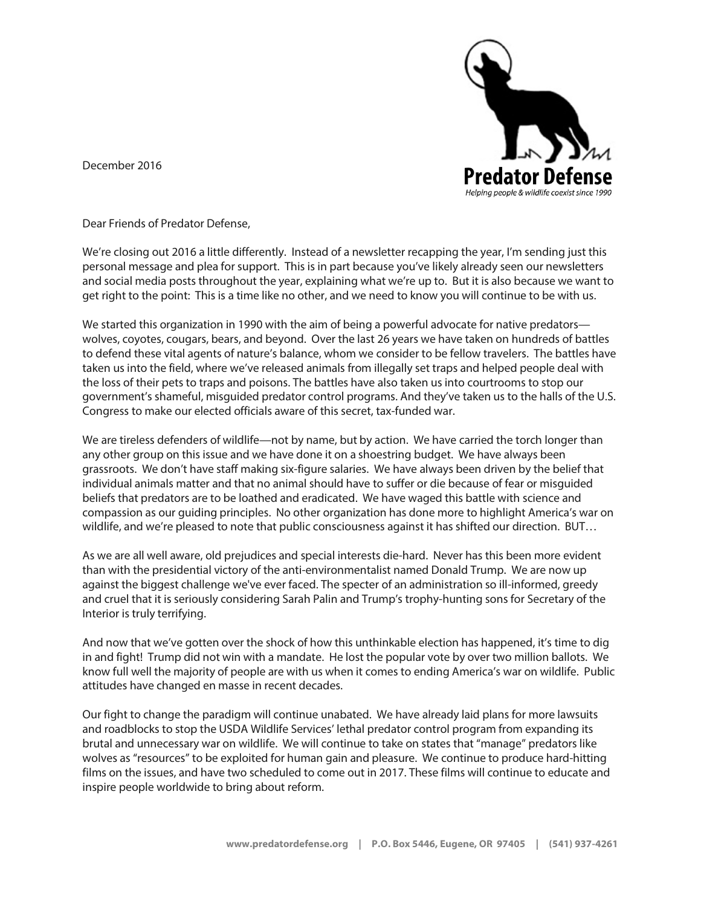**Predator Defense**

*Helping people & wildlife coexist since 1990*

December 2016

Dear Friends of Predator Defense,

We're closing out 2016 a little differently. Instead of a newsletter recapping the year, I'm sending just this personal message and plea for support. This is in part because you've likely already seen our newsletters and social media posts throughout the year, explaining what we're up to. But it is also because we want to get right to the point: This is a time like no other, and we need to know you will continue to be with us.

We started this organization in 1990 with the aim of being a powerful advocate for native predators—wolves, coyotes, cougars, bears, and beyond. Over the last 26 years we have taken on hundreds of battles to defend these vital agents of nature's balance, whom we consider to be fellow travelers. The battles have taken us into the field, where we've released animals from illegally set traps and helped people deal with the loss of their pets to traps and poisons. The battles have also taken us into courtrooms to stop our government's shameful, misguided predator control programs. And they've taken us to the halls of the U.S. Congress to make our elected officials aware of this secret, tax-funded war.

We are tireless defenders of wildlife—not by name, but by action. We have carried the torch longer than any other group on this issue and we have done it on a shoestring budget. We have always been grassroots. We don't have staff making six-figure salaries. We have always been driven by the belief that individual animals matter and that no animal should have to suffer or die because of fear or misguided beliefs that predators are to be loathed and eradicated. We have waged this battle with science and compassion as our guiding principles. No other organization has done more to highlight America's war on wildlife, and we're pleased to note that public consciousness against it has shifted our direction. BUT…

As we are all well aware, old prejudices and special interests die-hard. Never has this been more evident than with the presidential victory of the anti-environmentalist named Donald Trump. We are now up against the biggest challenge we've ever faced. The specter of an administration so ill-informed, greedy and cruel that it is seriously considering Sarah Palin and Trump's trophy-hunting sons for Secretary of the Interior is truly terrifying.

And now that we've gotten over the shock of how this unthinkable election has happened, it's time to dig in and fight! Trump did not win with a mandate. He lost the popular vote by over two million ballots. We know full well the majority of people are with us when it comes to ending America's war on wildlife. Public attitudes have changed en masse in recent decades.

Our fight to change the paradigm will continue unabated. We have already laid plans for more lawsuits and roadblocks to stop the USDA Wildlife Services' lethal predator control program from expanding its brutal and unnecessary war on wildlife. We will continue to take on states that "manage" predators like wolves as "resources" to be exploited for human gain and pleasure. We continue to produce hard-hitting films on the issues, and have two scheduled to come out in 2017. These films will continue to educate and inspire people worldwide to bring about reform.

www.predatordefense.org | P.O. Box 5446, Eugene, OR 97405 | (541) 937-4261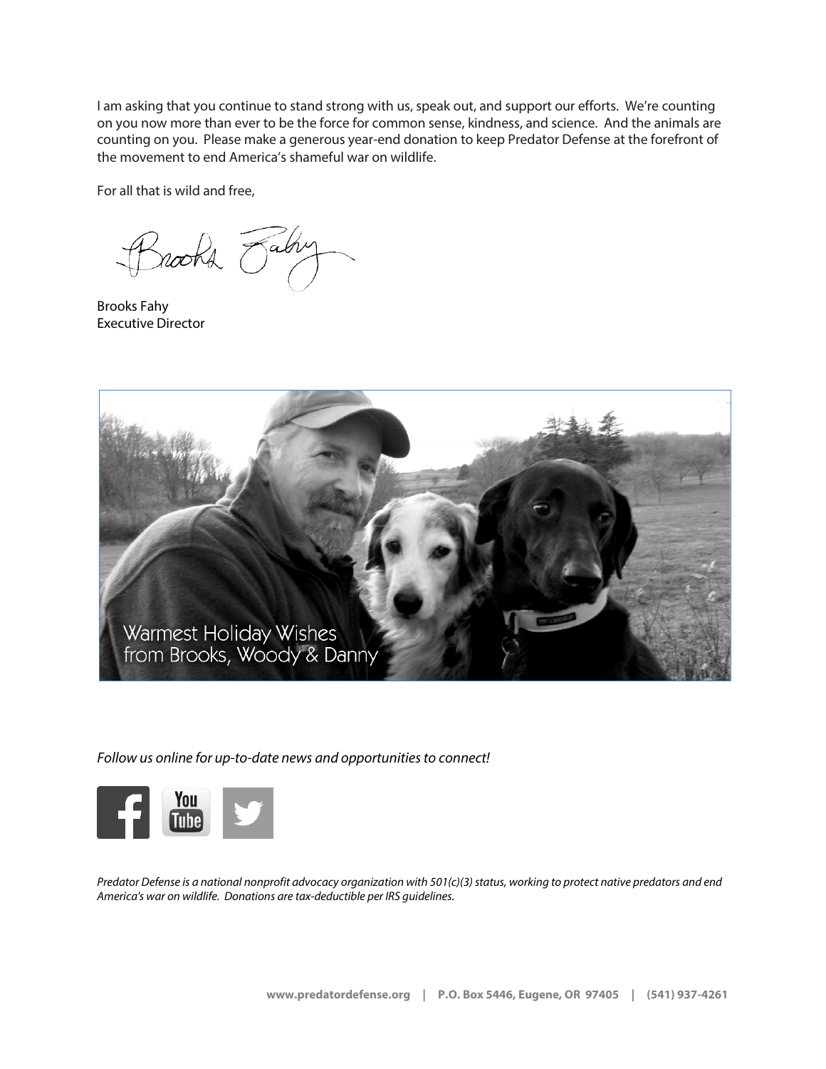I am asking that you continue to stand strong with us, speak out, and support our efforts. We're counting on you now more than ever to be the force for common sense, kindness, and science. And the animals are counting on you. Please make a generous year-end donation to keep Predator Defense at the forefront of the movement to end America's shameful war on wildlife.

For all that is wild and free,

Brooks Fahy
Executive Director

Warmest Holiday Wishes
from Brooks, Woody & Danny

*Follow us online for up-to-date news and opportunities to connect!*

*Predator Defense is a national nonprofit advocacy organization with 501(c)(3) status, working to protect native predators and end America's war on wildlife. Donations are tax-deductible per IRS guidelines.*

**www.predatordefense.org | P.O. Box 5446, Eugene, OR 97405 | (541) 937-4261**